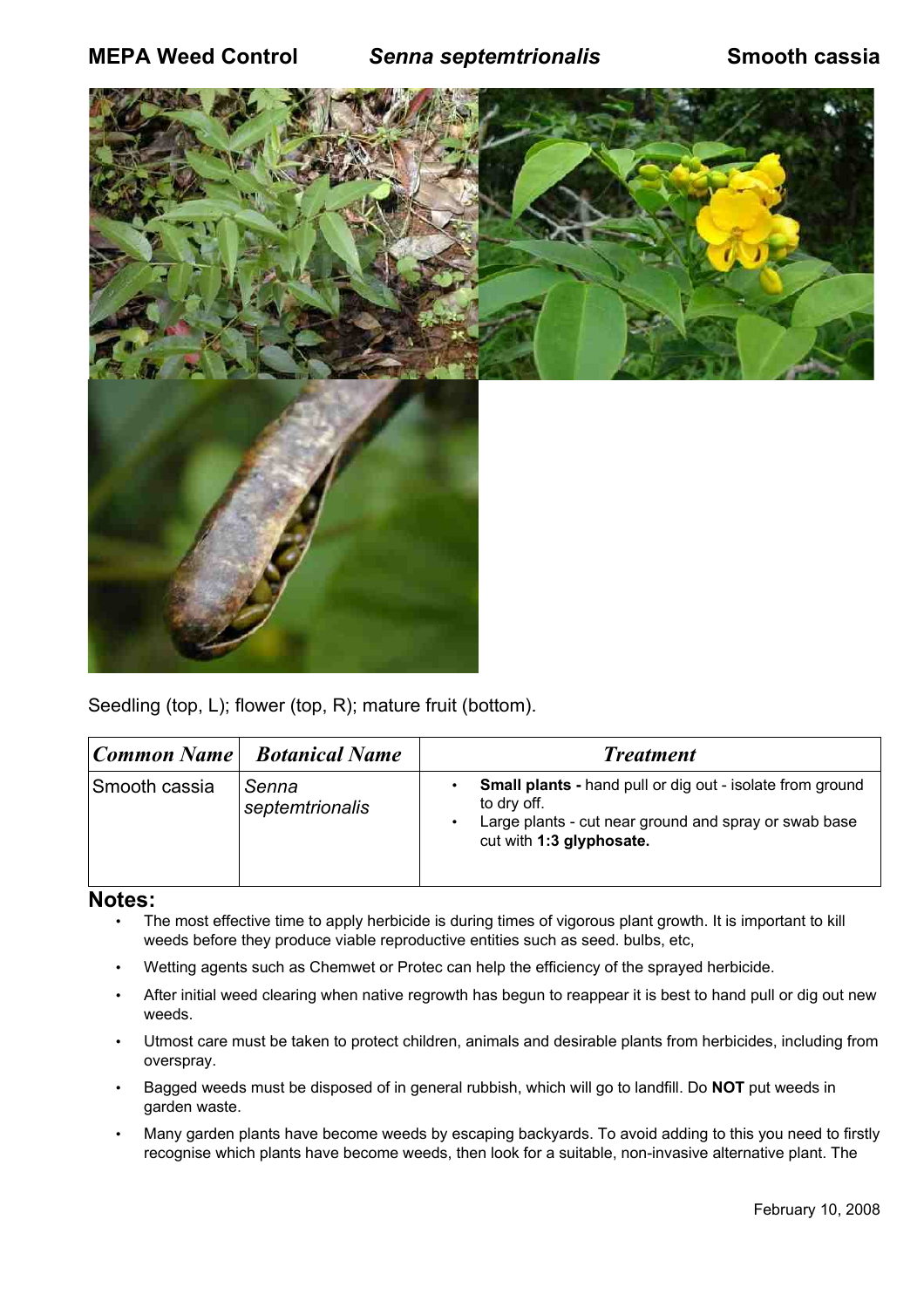# MEPA Weed Control — *Senna septemtrionalis* — Smooth cassia

Seedling (top, L); flower (top, R); mature fruit (bottom).

| *Common Name* | *Botanical Name* | *Treatment* |
|---|---|---|
| Smooth cassia | *Senna septemtrionalis* | • **Small plants -** hand pull or dig out - isolate from ground to dry off. • Large plants - cut near ground and spray or swab base cut with **1:3 glyphosate.** |

## Notes:

- The most effective time to apply herbicide is during times of vigorous plant growth. It is important to kill weeds before they produce viable reproductive entities such as seed. bulbs, etc,
- Wetting agents such as Chemwet or Protec can help the efficiency of the sprayed herbicide.
- After initial weed clearing when native regrowth has begun to reappear it is best to hand pull or dig out new weeds.
- Utmost care must be taken to protect children, animals and desirable plants from herbicides, including from overspray.
- Bagged weeds must be disposed of in general rubbish, which will go to landfill. Do **NOT** put weeds in garden waste.
- Many garden plants have become weeds by escaping backyards. To avoid adding to this you need to firstly recognise which plants have become weeds, then look for a suitable, non-invasive alternative plant. The

February 10, 2008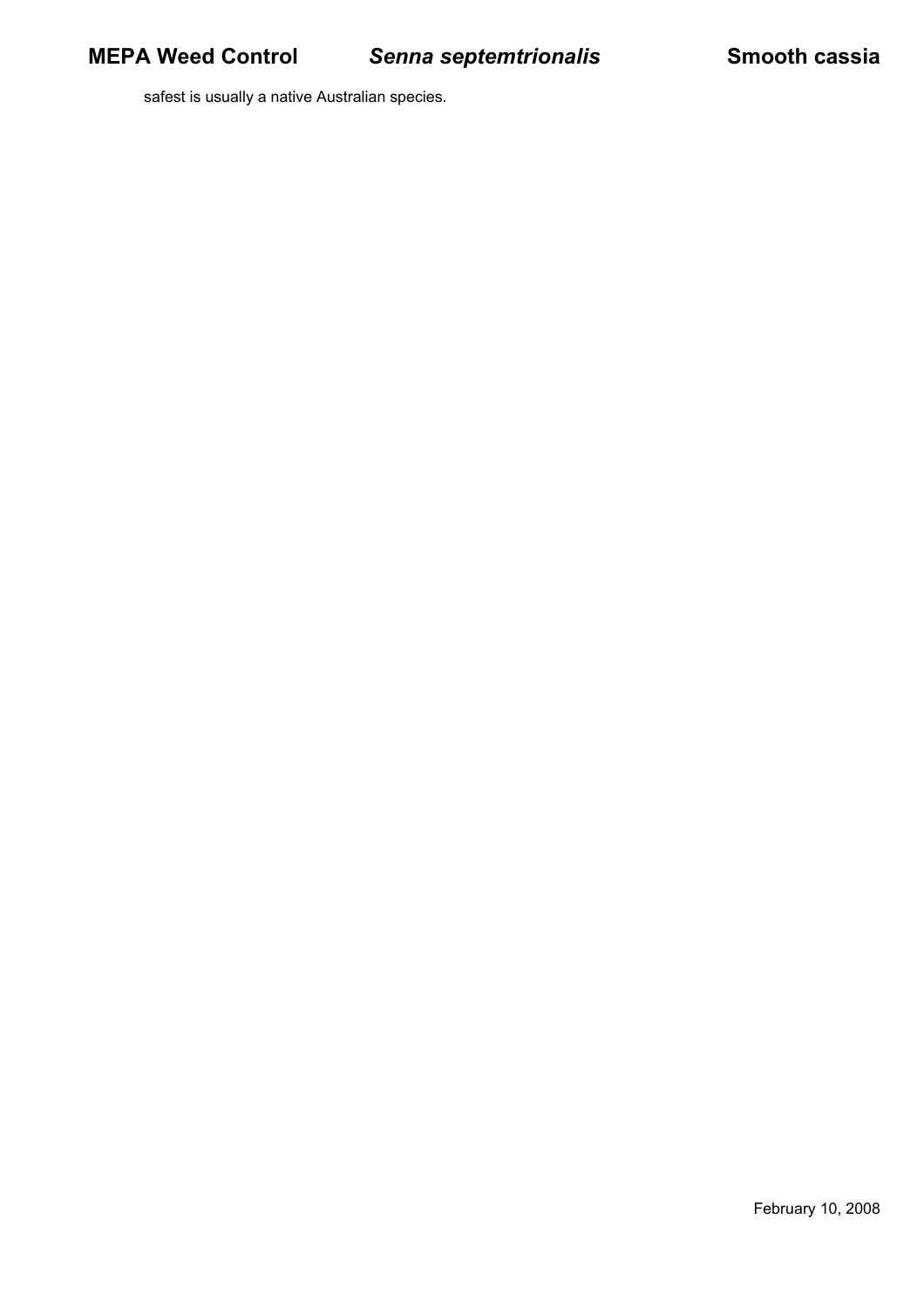safest is usually a native Australian species.